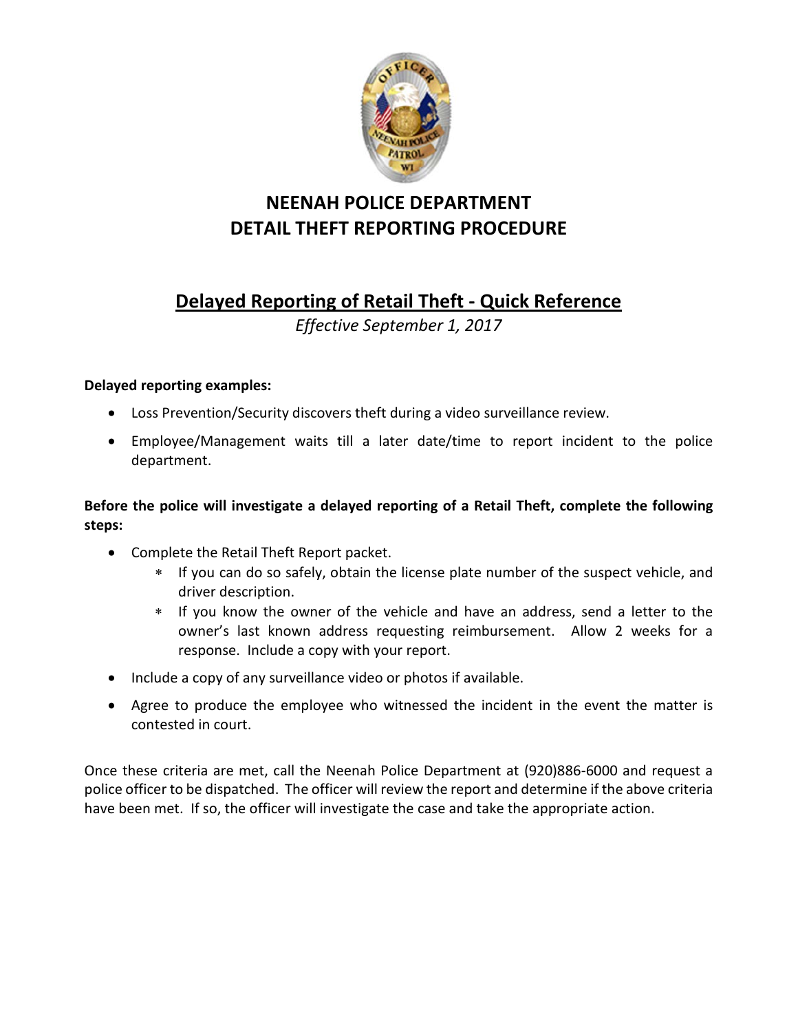# NEENAH POLICE DEPARTMENT
# DETAIL THEFT REPORTING PROCEDURE

## Delayed Reporting of Retail Theft - Quick Reference

*Effective September 1, 2017*

**Delayed reporting examples:**

- Loss Prevention/Security discovers theft during a video surveillance review.
- Employee/Management waits till a later date/time to report incident to the police department.

**Before the police will investigate a delayed reporting of a Retail Theft, complete the following steps:**

- Complete the Retail Theft Report packet.
  - If you can do so safely, obtain the license plate number of the suspect vehicle, and driver description.
  - If you know the owner of the vehicle and have an address, send a letter to the owner's last known address requesting reimbursement. Allow 2 weeks for a response. Include a copy with your report.
- Include a copy of any surveillance video or photos if available.
- Agree to produce the employee who witnessed the incident in the event the matter is contested in court.

Once these criteria are met, call the Neenah Police Department at (920)886-6000 and request a police officer to be dispatched. The officer will review the report and determine if the above criteria have been met. If so, the officer will investigate the case and take the appropriate action.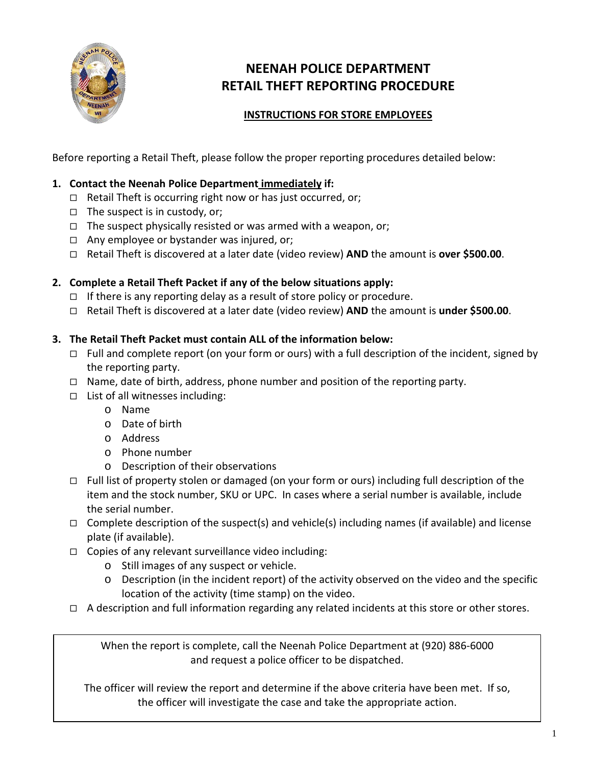# NEENAH POLICE DEPARTMENT
# RETAIL THEFT REPORTING PROCEDURE

## INSTRUCTIONS FOR STORE EMPLOYEES

Before reporting a Retail Theft, please follow the proper reporting procedures detailed below:

1. **Contact the Neenah Police Department immediately if:**
   - ☐ Retail Theft is occurring right now or has just occurred, or;
   - ☐ The suspect is in custody, or;
   - ☐ The suspect physically resisted or was armed with a weapon, or;
   - ☐ Any employee or bystander was injured, or;
   - ☐ Retail Theft is discovered at a later date (video review) **AND** the amount is **over $500.00**.

2. **Complete a Retail Theft Packet if any of the below situations apply:**
   - ☐ If there is any reporting delay as a result of store policy or procedure.
   - ☐ Retail Theft is discovered at a later date (video review) **AND** the amount is **under $500.00**.

3. **The Retail Theft Packet must contain ALL of the information below:**
   - ☐ Full and complete report (on your form or ours) with a full description of the incident, signed by the reporting party.
   - ☐ Name, date of birth, address, phone number and position of the reporting party.
   - ☐ List of all witnesses including:
     - Name
     - Date of birth
     - Address
     - Phone number
     - Description of their observations
   - ☐ Full list of property stolen or damaged (on your form or ours) including full description of the item and the stock number, SKU or UPC. In cases where a serial number is available, include the serial number.
   - ☐ Complete description of the suspect(s) and vehicle(s) including names (if available) and license plate (if available).
   - ☐ Copies of any relevant surveillance video including:
     - Still images of any suspect or vehicle.
     - Description (in the incident report) of the activity observed on the video and the specific location of the activity (time stamp) on the video.
   - ☐ A description and full information regarding any related incidents at this store or other stores.

When the report is complete, call the Neenah Police Department at (920) 886-6000 and request a police officer to be dispatched.

The officer will review the report and determine if the above criteria have been met. If so, the officer will investigate the case and take the appropriate action.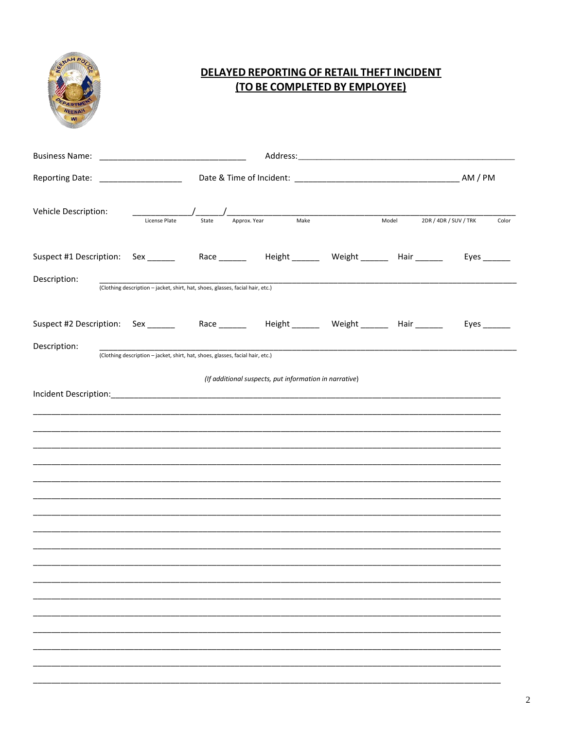# DELAYED REPORTING OF RETAIL THEFT INCIDENT
# (TO BE COMPLETED BY EMPLOYEE)

Business Name: _______________________________ Address:_________________________________________________

Reporting Date: _________________ Date & Time of Incident: __________________________________ AM / PM

Vehicle Description: ____________/______/__________________________________________________________

License Plate State Approx. Year Make Model 2DR / 4DR / SUV / TRK Color

Suspect #1 Description: Sex ______ Race ______ Height ______ Weight ______ Hair ______ Eyes ______

Description: ________________________________________________________________________________

(Clothing description – jacket, shirt, hat, shoes, glasses, facial hair, etc.)

Suspect #2 Description: Sex ______ Race ______ Height ______ Weight ______ Hair ______ Eyes ______

Description: ________________________________________________________________________________

(Clothing description – jacket, shirt, hat, shoes, glasses, facial hair, etc.)

*(If additional suspects, put information in narrative)*

Incident Description:__________________________________________________________________________

_______________________________________________________________________________________

_______________________________________________________________________________________

_______________________________________________________________________________________

_______________________________________________________________________________________

_______________________________________________________________________________________

_______________________________________________________________________________________

_______________________________________________________________________________________

_______________________________________________________________________________________

_______________________________________________________________________________________

_______________________________________________________________________________________

_______________________________________________________________________________________

_______________________________________________________________________________________

_______________________________________________________________________________________

_______________________________________________________________________________________

_______________________________________________________________________________________

_______________________________________________________________________________________

_______________________________________________________________________________________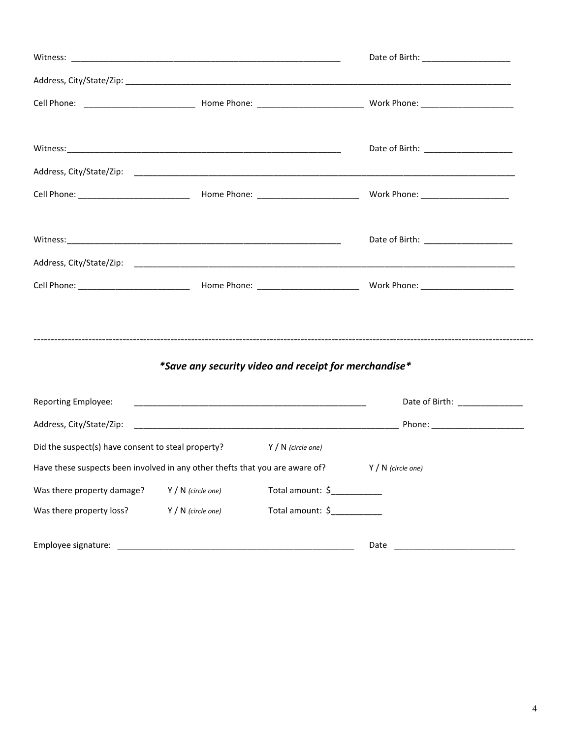Witness: ___________________________________________________________ Date of Birth: ___________________

Address, City/State/Zip: _______________________________________________________________________________________

Cell Phone: ________________________ Home Phone: ______________________ Work Phone: ____________________

Witness: ___________________________________________________________ Date of Birth: ___________________

Address, City/State/Zip: _______________________________________________________________________________________

Cell Phone: ________________________ Home Phone: ______________________ Work Phone: ___________________

Witness: ___________________________________________________________ Date of Birth: ___________________

Address, City/State/Zip: _______________________________________________________________________________________

Cell Phone: ________________________ Home Phone: ______________________ Work Phone: ____________________

---

***Save any security video and receipt for merchandise***

Reporting Employee: ___________________________________________________ Date of Birth: ______________

Address, City/State/Zip: __________________________________________________________ Phone: ____________________

Did the suspect(s) have consent to steal property? Y / N *(circle one)*

Have these suspects been involved in any other thefts that you are aware of? Y / N *(circle one)*

Was there property damage? Y / N *(circle one)* Total amount: $___________

Was there property loss? Y / N *(circle one)* Total amount: $___________

Employee signature: ____________________________________________________ Date __________________________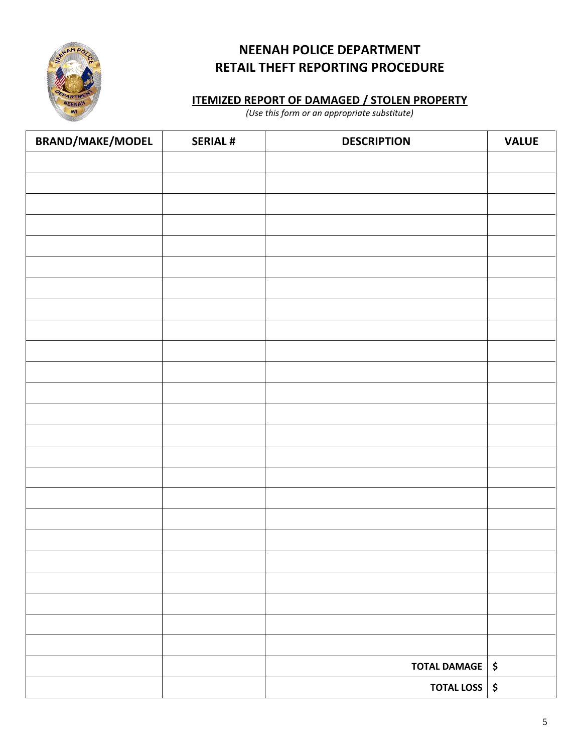# NEENAH POLICE DEPARTMENT
# RETAIL THEFT REPORTING PROCEDURE

## ITEMIZED REPORT OF DAMAGED / STOLEN PROPERTY

*(Use this form or an appropriate substitute)*

| BRAND/MAKE/MODEL | SERIAL # | DESCRIPTION | VALUE |
|---|---|---|---|
| | | | |
| | | | |
| | | | |
| | | | |
| | | | |
| | | | |
| | | | |
| | | | |
| | | | |
| | | | |
| | | | |
| | | | |
| | | | |
| | | | |
| | | | |
| | | | |
| | | | |
| | | | |
| | | | |
| | | | |
| | | | |
| | | | |
| | | | |
| | | | |
| | | **TOTAL DAMAGE** | **$** |
| | | **TOTAL LOSS** | **$** |